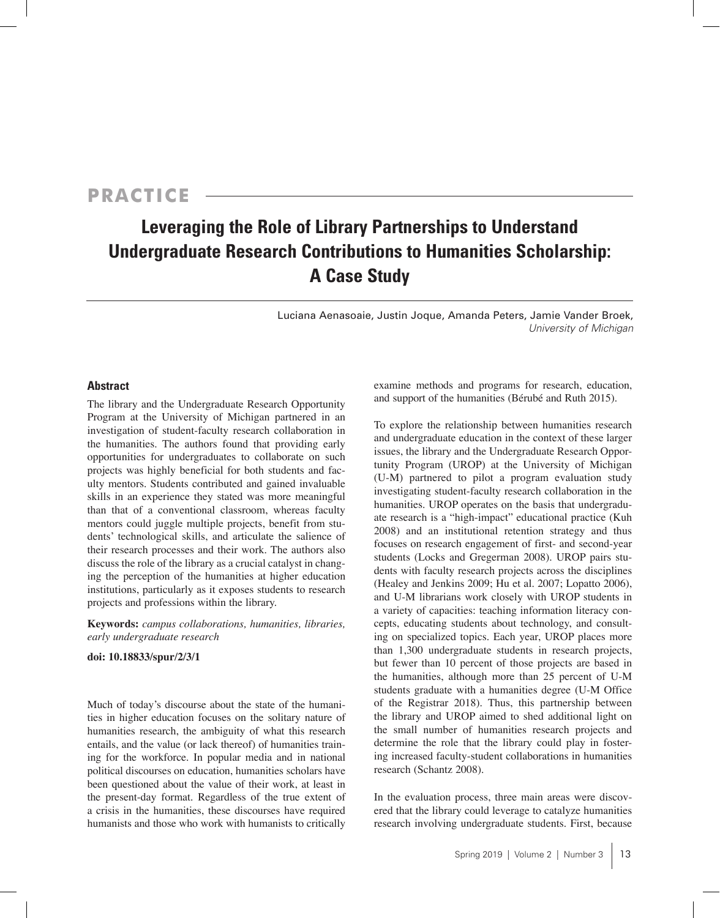PRACTICE

# Leveraging the Role of Library Partnerships to Understand Undergraduate Research Contributions to Humanities Scholarship: A Case Study

Luciana Aenasoaie, Justin Joque, Amanda Peters, Jamie Vander Broek, *University of Michigan*

## Abstract

The library and the Undergraduate Research Opportunity Program at the University of Michigan partnered in an investigation of student-faculty research collaboration in the humanities. The authors found that providing early opportunities for undergraduates to collaborate on such projects was highly beneficial for both students and faculty mentors. Students contributed and gained invaluable skills in an experience they stated was more meaningful than that of a conventional classroom, whereas faculty mentors could juggle multiple projects, benefit from students' technological skills, and articulate the salience of their research processes and their work. The authors also discuss the role of the library as a crucial catalyst in changing the perception of the humanities at higher education institutions, particularly as it exposes students to research projects and professions within the library.

**Keywords:** *campus collaborations, humanities, libraries, early undergraduate research*

**doi: 10.18833/spur/2/3/1**

Much of today's discourse about the state of the humanities in higher education focuses on the solitary nature of humanities research, the ambiguity of what this research entails, and the value (or lack thereof) of humanities training for the workforce. In popular media and in national political discourses on education, humanities scholars have been questioned about the value of their work, at least in the present-day format. Regardless of the true extent of a crisis in the humanities, these discourses have required humanists and those who work with humanists to critically examine methods and programs for research, education, and support of the humanities (Bérubé and Ruth 2015).

To explore the relationship between humanities research and undergraduate education in the context of these larger issues, the library and the Undergraduate Research Opportunity Program (UROP) at the University of Michigan (U-M) partnered to pilot a program evaluation study investigating student-faculty research collaboration in the humanities. UROP operates on the basis that undergraduate research is a "high-impact" educational practice (Kuh 2008) and an institutional retention strategy and thus focuses on research engagement of first- and second-year students (Locks and Gregerman 2008). UROP pairs students with faculty research projects across the disciplines (Healey and Jenkins 2009; Hu et al. 2007; Lopatto 2006), and U-M librarians work closely with UROP students in a variety of capacities: teaching information literacy concepts, educating students about technology, and consulting on specialized topics. Each year, UROP places more than 1,300 undergraduate students in research projects, but fewer than 10 percent of those projects are based in the humanities, although more than 25 percent of U-M students graduate with a humanities degree (U-M Office of the Registrar 2018). Thus, this partnership between the library and UROP aimed to shed additional light on the small number of humanities research projects and determine the role that the library could play in fostering increased faculty-student collaborations in humanities research (Schantz 2008).

In the evaluation process, three main areas were discovered that the library could leverage to catalyze humanities research involving undergraduate students. First, because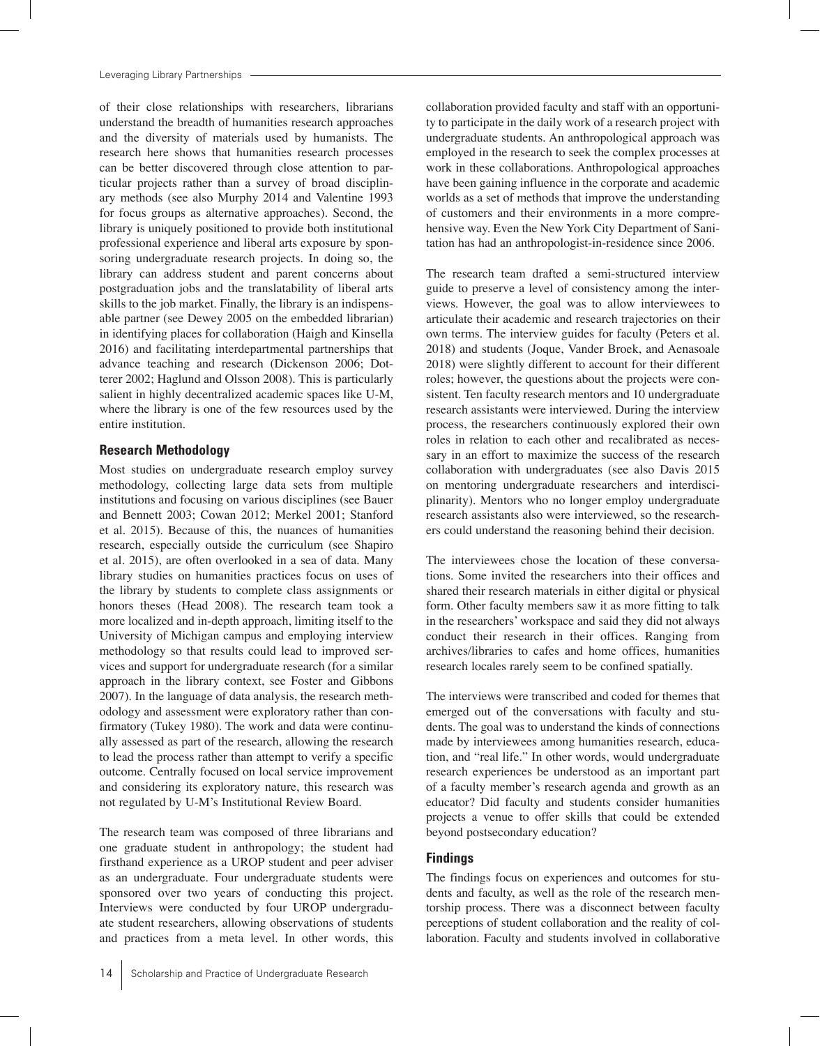of their close relationships with researchers, librarians understand the breadth of humanities research approaches and the diversity of materials used by humanists. The research here shows that humanities research processes can be better discovered through close attention to particular projects rather than a survey of broad disciplinary methods (see also Murphy 2014 and Valentine 1993 for focus groups as alternative approaches). Second, the library is uniquely positioned to provide both institutional professional experience and liberal arts exposure by sponsoring undergraduate research projects. In doing so, the library can address student and parent concerns about postgraduation jobs and the translatability of liberal arts skills to the job market. Finally, the library is an indispensable partner (see Dewey 2005 on the embedded librarian) in identifying places for collaboration (Haigh and Kinsella 2016) and facilitating interdepartmental partnerships that advance teaching and research (Dickenson 2006; Dotterer 2002; Haglund and Olsson 2008). This is particularly salient in highly decentralized academic spaces like U-M, where the library is one of the few resources used by the entire institution.

## Research Methodology

Most studies on undergraduate research employ survey methodology, collecting large data sets from multiple institutions and focusing on various disciplines (see Bauer and Bennett 2003; Cowan 2012; Merkel 2001; Stanford et al. 2015). Because of this, the nuances of humanities research, especially outside the curriculum (see Shapiro et al. 2015), are often overlooked in a sea of data. Many library studies on humanities practices focus on uses of the library by students to complete class assignments or honors theses (Head 2008). The research team took a more localized and in-depth approach, limiting itself to the University of Michigan campus and employing interview methodology so that results could lead to improved services and support for undergraduate research (for a similar approach in the library context, see Foster and Gibbons 2007). In the language of data analysis, the research methodology and assessment were exploratory rather than confirmatory (Tukey 1980). The work and data were continually assessed as part of the research, allowing the research to lead the process rather than attempt to verify a specific outcome. Centrally focused on local service improvement and considering its exploratory nature, this research was not regulated by U-M's Institutional Review Board.

The research team was composed of three librarians and one graduate student in anthropology; the student had firsthand experience as a UROP student and peer adviser as an undergraduate. Four undergraduate students were sponsored over two years of conducting this project. Interviews were conducted by four UROP undergraduate student researchers, allowing observations of students and practices from a meta level. In other words, this collaboration provided faculty and staff with an opportunity to participate in the daily work of a research project with undergraduate students. An anthropological approach was employed in the research to seek the complex processes at work in these collaborations. Anthropological approaches have been gaining influence in the corporate and academic worlds as a set of methods that improve the understanding of customers and their environments in a more comprehensive way. Even the New York City Department of Sanitation has had an anthropologist-in-residence since 2006.

The research team drafted a semi-structured interview guide to preserve a level of consistency among the interviews. However, the goal was to allow interviewees to articulate their academic and research trajectories on their own terms. The interview guides for faculty (Peters et al. 2018) and students (Joque, Vander Broek, and Aenasoale 2018) were slightly different to account for their different roles; however, the questions about the projects were consistent. Ten faculty research mentors and 10 undergraduate research assistants were interviewed. During the interview process, the researchers continuously explored their own roles in relation to each other and recalibrated as necessary in an effort to maximize the success of the research collaboration with undergraduates (see also Davis 2015 on mentoring undergraduate researchers and interdisciplinarity). Mentors who no longer employ undergraduate research assistants also were interviewed, so the researchers could understand the reasoning behind their decision.

The interviewees chose the location of these conversations. Some invited the researchers into their offices and shared their research materials in either digital or physical form. Other faculty members saw it as more fitting to talk in the researchers' workspace and said they did not always conduct their research in their offices. Ranging from archives/libraries to cafes and home offices, humanities research locales rarely seem to be confined spatially.

The interviews were transcribed and coded for themes that emerged out of the conversations with faculty and students. The goal was to understand the kinds of connections made by interviewees among humanities research, education, and "real life." In other words, would undergraduate research experiences be understood as an important part of a faculty member's research agenda and growth as an educator? Did faculty and students consider humanities projects a venue to offer skills that could be extended beyond postsecondary education?

## Findings

The findings focus on experiences and outcomes for students and faculty, as well as the role of the research mentorship process. There was a disconnect between faculty perceptions of student collaboration and the reality of collaboration. Faculty and students involved in collaborative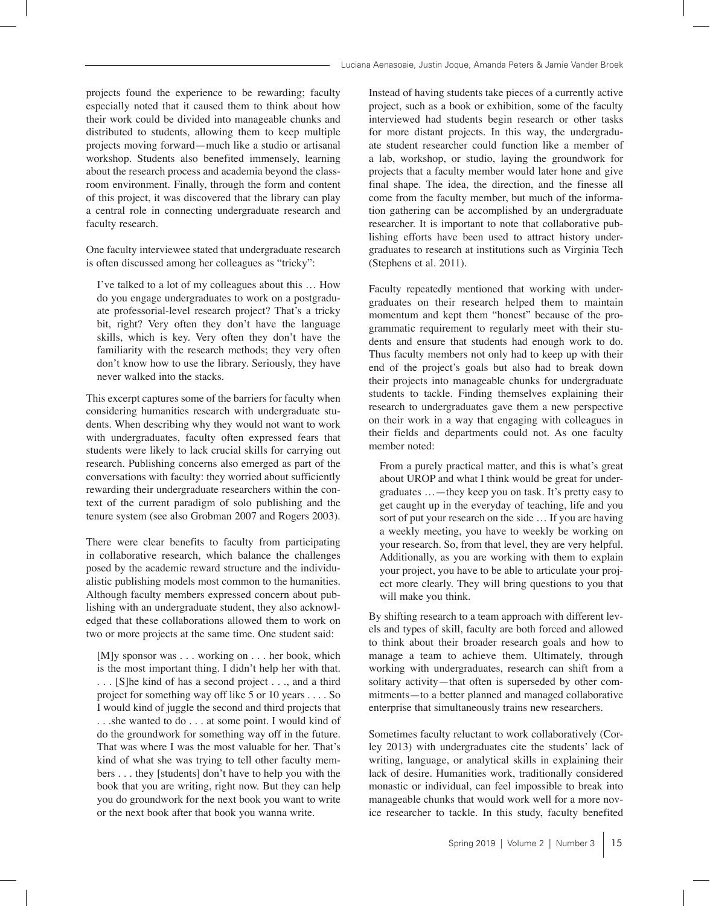projects found the experience to be rewarding; faculty especially noted that it caused them to think about how their work could be divided into manageable chunks and distributed to students, allowing them to keep multiple projects moving forward—much like a studio or artisanal workshop. Students also benefited immensely, learning about the research process and academia beyond the classroom environment. Finally, through the form and content of this project, it was discovered that the library can play a central role in connecting undergraduate research and faculty research.

One faculty interviewee stated that undergraduate research is often discussed among her colleagues as "tricky":

> I've talked to a lot of my colleagues about this … How do you engage undergraduates to work on a postgraduate professorial-level research project? That's a tricky bit, right? Very often they don't have the language skills, which is key. Very often they don't have the familiarity with the research methods; they very often don't know how to use the library. Seriously, they have never walked into the stacks.

This excerpt captures some of the barriers for faculty when considering humanities research with undergraduate students. When describing why they would not want to work with undergraduates, faculty often expressed fears that students were likely to lack crucial skills for carrying out research. Publishing concerns also emerged as part of the conversations with faculty: they worried about sufficiently rewarding their undergraduate researchers within the context of the current paradigm of solo publishing and the tenure system (see also Grobman 2007 and Rogers 2003).

There were clear benefits to faculty from participating in collaborative research, which balance the challenges posed by the academic reward structure and the individualistic publishing models most common to the humanities. Although faculty members expressed concern about publishing with an undergraduate student, they also acknowledged that these collaborations allowed them to work on two or more projects at the same time. One student said:

> [M]y sponsor was . . . working on . . . her book, which is the most important thing. I didn't help her with that. . . . [S]he kind of has a second project . . ., and a third project for something way off like 5 or 10 years . . . . So I would kind of juggle the second and third projects that . . .she wanted to do . . . at some point. I would kind of do the groundwork for something way off in the future. That was where I was the most valuable for her. That's kind of what she was trying to tell other faculty members . . . they [students] don't have to help you with the book that you are writing, right now. But they can help you do groundwork for the next book you want to write or the next book after that book you wanna write.

Instead of having students take pieces of a currently active project, such as a book or exhibition, some of the faculty interviewed had students begin research or other tasks for more distant projects. In this way, the undergraduate student researcher could function like a member of a lab, workshop, or studio, laying the groundwork for projects that a faculty member would later hone and give final shape. The idea, the direction, and the finesse all come from the faculty member, but much of the information gathering can be accomplished by an undergraduate researcher. It is important to note that collaborative publishing efforts have been used to attract history undergraduates to research at institutions such as Virginia Tech (Stephens et al. 2011).

Faculty repeatedly mentioned that working with undergraduates on their research helped them to maintain momentum and kept them "honest" because of the programmatic requirement to regularly meet with their students and ensure that students had enough work to do. Thus faculty members not only had to keep up with their end of the project's goals but also had to break down their projects into manageable chunks for undergraduate students to tackle. Finding themselves explaining their research to undergraduates gave them a new perspective on their work in a way that engaging with colleagues in their fields and departments could not. As one faculty member noted:

> From a purely practical matter, and this is what's great about UROP and what I think would be great for undergraduates …—they keep you on task. It's pretty easy to get caught up in the everyday of teaching, life and you sort of put your research on the side … If you are having a weekly meeting, you have to weekly be working on your research. So, from that level, they are very helpful. Additionally, as you are working with them to explain your project, you have to be able to articulate your project more clearly. They will bring questions to you that will make you think.

By shifting research to a team approach with different levels and types of skill, faculty are both forced and allowed to think about their broader research goals and how to manage a team to achieve them. Ultimately, through working with undergraduates, research can shift from a solitary activity—that often is superseded by other commitments—to a better planned and managed collaborative enterprise that simultaneously trains new researchers.

Sometimes faculty reluctant to work collaboratively (Corley 2013) with undergraduates cite the students' lack of writing, language, or analytical skills in explaining their lack of desire. Humanities work, traditionally considered monastic or individual, can feel impossible to break into manageable chunks that would work well for a more novice researcher to tackle. In this study, faculty benefited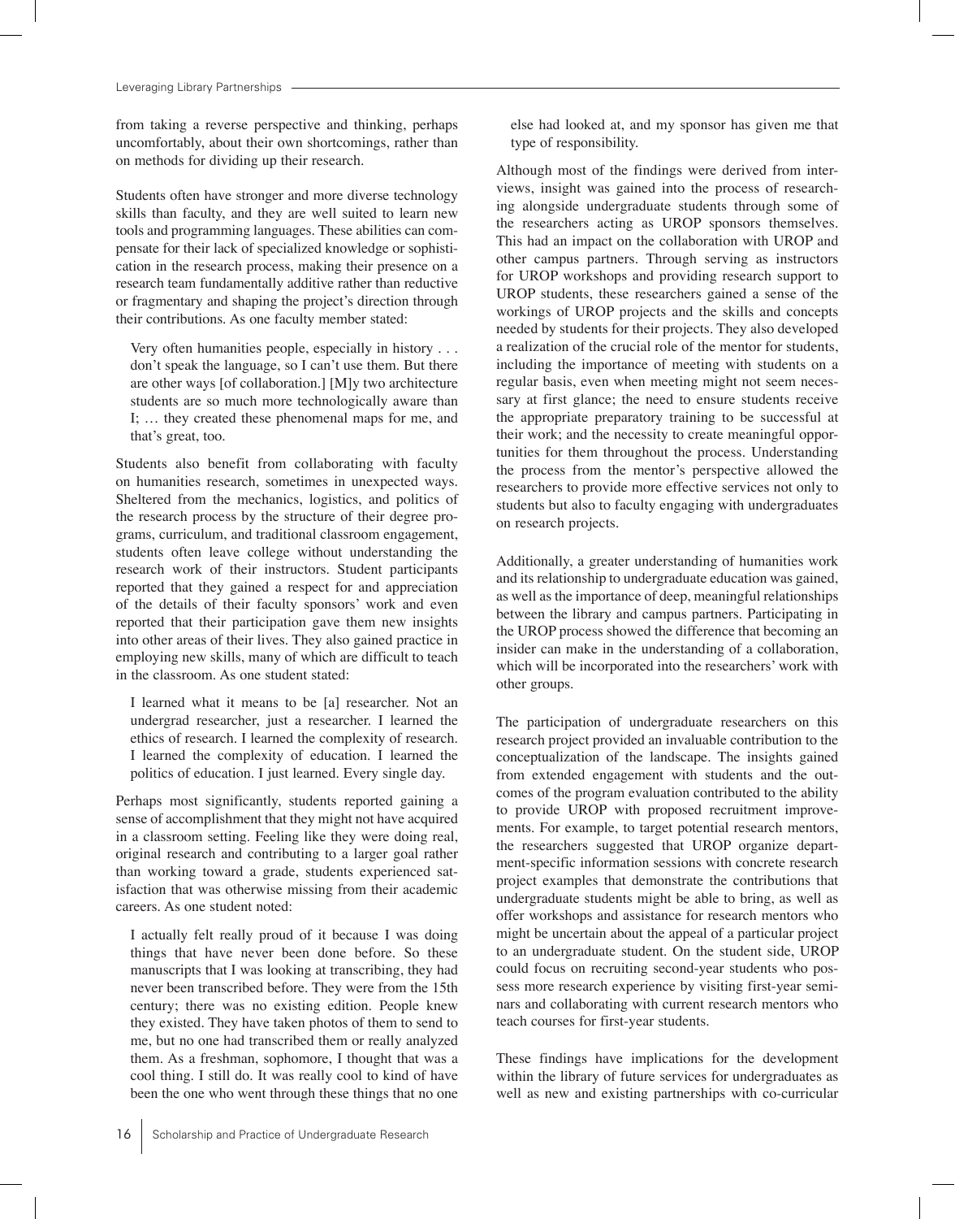from taking a reverse perspective and thinking, perhaps uncomfortably, about their own shortcomings, rather than on methods for dividing up their research.

Students often have stronger and more diverse technology skills than faculty, and they are well suited to learn new tools and programming languages. These abilities can compensate for their lack of specialized knowledge or sophistication in the research process, making their presence on a research team fundamentally additive rather than reductive or fragmentary and shaping the project's direction through their contributions. As one faculty member stated:

> Very often humanities people, especially in history . . . don't speak the language, so I can't use them. But there are other ways [of collaboration.] [M]y two architecture students are so much more technologically aware than I; … they created these phenomenal maps for me, and that's great, too.

Students also benefit from collaborating with faculty on humanities research, sometimes in unexpected ways. Sheltered from the mechanics, logistics, and politics of the research process by the structure of their degree programs, curriculum, and traditional classroom engagement, students often leave college without understanding the research work of their instructors. Student participants reported that they gained a respect for and appreciation of the details of their faculty sponsors' work and even reported that their participation gave them new insights into other areas of their lives. They also gained practice in employing new skills, many of which are difficult to teach in the classroom. As one student stated:

> I learned what it means to be [a] researcher. Not an undergrad researcher, just a researcher. I learned the ethics of research. I learned the complexity of research. I learned the complexity of education. I learned the politics of education. I just learned. Every single day.

Perhaps most significantly, students reported gaining a sense of accomplishment that they might not have acquired in a classroom setting. Feeling like they were doing real, original research and contributing to a larger goal rather than working toward a grade, students experienced satisfaction that was otherwise missing from their academic careers. As one student noted:

> I actually felt really proud of it because I was doing things that have never been done before. So these manuscripts that I was looking at transcribing, they had never been transcribed before. They were from the 15th century; there was no existing edition. People knew they existed. They have taken photos of them to send to me, but no one had transcribed them or really analyzed them. As a freshman, sophomore, I thought that was a cool thing. I still do. It was really cool to kind of have been the one who went through these things that no one else had looked at, and my sponsor has given me that type of responsibility.

Although most of the findings were derived from interviews, insight was gained into the process of researching alongside undergraduate students through some of the researchers acting as UROP sponsors themselves. This had an impact on the collaboration with UROP and other campus partners. Through serving as instructors for UROP workshops and providing research support to UROP students, these researchers gained a sense of the workings of UROP projects and the skills and concepts needed by students for their projects. They also developed a realization of the crucial role of the mentor for students, including the importance of meeting with students on a regular basis, even when meeting might not seem necessary at first glance; the need to ensure students receive the appropriate preparatory training to be successful at their work; and the necessity to create meaningful opportunities for them throughout the process. Understanding the process from the mentor's perspective allowed the researchers to provide more effective services not only to students but also to faculty engaging with undergraduates on research projects.

Additionally, a greater understanding of humanities work and its relationship to undergraduate education was gained, as well as the importance of deep, meaningful relationships between the library and campus partners. Participating in the UROP process showed the difference that becoming an insider can make in the understanding of a collaboration, which will be incorporated into the researchers' work with other groups.

The participation of undergraduate researchers on this research project provided an invaluable contribution to the conceptualization of the landscape. The insights gained from extended engagement with students and the outcomes of the program evaluation contributed to the ability to provide UROP with proposed recruitment improvements. For example, to target potential research mentors, the researchers suggested that UROP organize department-specific information sessions with concrete research project examples that demonstrate the contributions that undergraduate students might be able to bring, as well as offer workshops and assistance for research mentors who might be uncertain about the appeal of a particular project to an undergraduate student. On the student side, UROP could focus on recruiting second-year students who possess more research experience by visiting first-year seminars and collaborating with current research mentors who teach courses for first-year students.

These findings have implications for the development within the library of future services for undergraduates as well as new and existing partnerships with co-curricular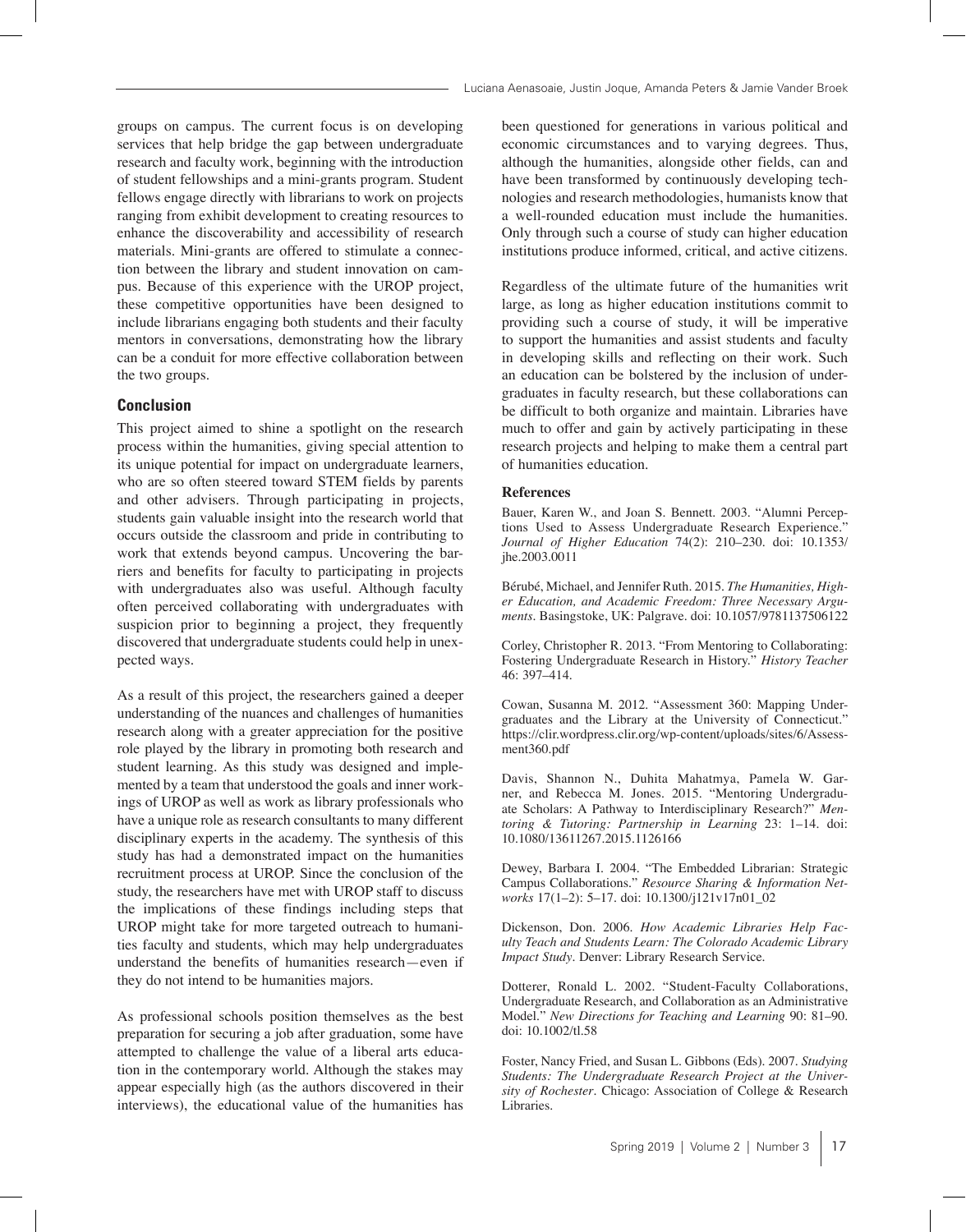groups on campus. The current focus is on developing services that help bridge the gap between undergraduate research and faculty work, beginning with the introduction of student fellowships and a mini-grants program. Student fellows engage directly with librarians to work on projects ranging from exhibit development to creating resources to enhance the discoverability and accessibility of research materials. Mini-grants are offered to stimulate a connection between the library and student innovation on campus. Because of this experience with the UROP project, these competitive opportunities have been designed to include librarians engaging both students and their faculty mentors in conversations, demonstrating how the library can be a conduit for more effective collaboration between the two groups.

## Conclusion

This project aimed to shine a spotlight on the research process within the humanities, giving special attention to its unique potential for impact on undergraduate learners, who are so often steered toward STEM fields by parents and other advisers. Through participating in projects, students gain valuable insight into the research world that occurs outside the classroom and pride in contributing to work that extends beyond campus. Uncovering the barriers and benefits for faculty to participating in projects with undergraduates also was useful. Although faculty often perceived collaborating with undergraduates with suspicion prior to beginning a project, they frequently discovered that undergraduate students could help in unexpected ways.

As a result of this project, the researchers gained a deeper understanding of the nuances and challenges of humanities research along with a greater appreciation for the positive role played by the library in promoting both research and student learning. As this study was designed and implemented by a team that understood the goals and inner workings of UROP as well as work as library professionals who have a unique role as research consultants to many different disciplinary experts in the academy. The synthesis of this study has had a demonstrated impact on the humanities recruitment process at UROP. Since the conclusion of the study, the researchers have met with UROP staff to discuss the implications of these findings including steps that UROP might take for more targeted outreach to humanities faculty and students, which may help undergraduates understand the benefits of humanities research—even if they do not intend to be humanities majors.

As professional schools position themselves as the best preparation for securing a job after graduation, some have attempted to challenge the value of a liberal arts education in the contemporary world. Although the stakes may appear especially high (as the authors discovered in their interviews), the educational value of the humanities has been questioned for generations in various political and economic circumstances and to varying degrees. Thus, although the humanities, alongside other fields, can and have been transformed by continuously developing technologies and research methodologies, humanists know that a well-rounded education must include the humanities. Only through such a course of study can higher education institutions produce informed, critical, and active citizens.

Regardless of the ultimate future of the humanities writ large, as long as higher education institutions commit to providing such a course of study, it will be imperative to support the humanities and assist students and faculty in developing skills and reflecting on their work. Such an education can be bolstered by the inclusion of undergraduates in faculty research, but these collaborations can be difficult to both organize and maintain. Libraries have much to offer and gain by actively participating in these research projects and helping to make them a central part of humanities education.

### References

Bauer, Karen W., and Joan S. Bennett. 2003. "Alumni Perceptions Used to Assess Undergraduate Research Experience." *Journal of Higher Education* 74(2): 210–230. doi: 10.1353/jhe.2003.0011

Bérubé, Michael, and Jennifer Ruth. 2015. *The Humanities, Higher Education, and Academic Freedom: Three Necessary Arguments*. Basingstoke, UK: Palgrave. doi: 10.1057/9781137506122

Corley, Christopher R. 2013. "From Mentoring to Collaborating: Fostering Undergraduate Research in History." *History Teacher* 46: 397–414.

Cowan, Susanna M. 2012. "Assessment 360: Mapping Undergraduates and the Library at the University of Connecticut." https://clir.wordpress.clir.org/wp-content/uploads/sites/6/Assessment360.pdf

Davis, Shannon N., Duhita Mahatmya, Pamela W. Garner, and Rebecca M. Jones. 2015. "Mentoring Undergraduate Scholars: A Pathway to Interdisciplinary Research?" *Mentoring & Tutoring: Partnership in Learning* 23: 1–14. doi: 10.1080/13611267.2015.1126166

Dewey, Barbara I. 2004. "The Embedded Librarian: Strategic Campus Collaborations." *Resource Sharing & Information Networks* 17(1–2): 5–17. doi: 10.1300/j121v17n01_02

Dickenson, Don. 2006. *How Academic Libraries Help Faculty Teach and Students Learn: The Colorado Academic Library Impact Study*. Denver: Library Research Service.

Dotterer, Ronald L. 2002. "Student-Faculty Collaborations, Undergraduate Research, and Collaboration as an Administrative Model." *New Directions for Teaching and Learning* 90: 81–90. doi: 10.1002/tl.58

Foster, Nancy Fried, and Susan L. Gibbons (Eds). 2007. *Studying Students: The Undergraduate Research Project at the University of Rochester*. Chicago: Association of College & Research Libraries.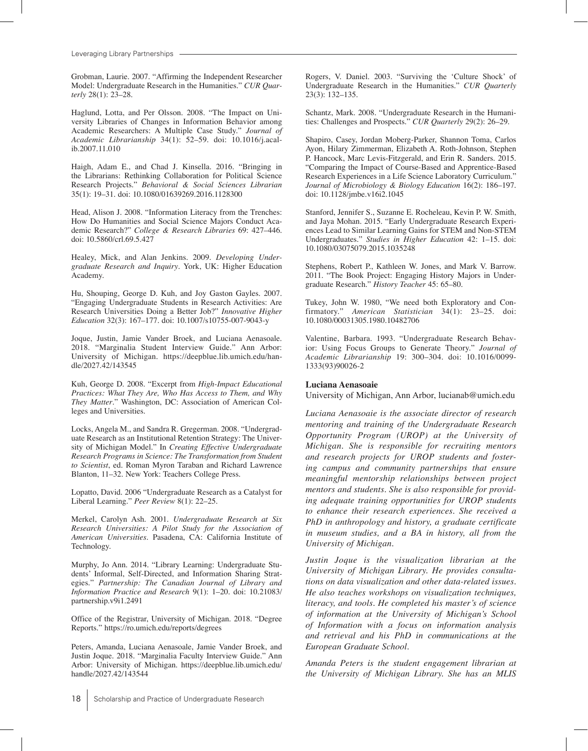Grobman, Laurie. 2007. "Affirming the Independent Researcher Model: Undergraduate Research in the Humanities." *CUR Quarterly* 28(1): 23–28.

Haglund, Lotta, and Per Olsson. 2008. "The Impact on University Libraries of Changes in Information Behavior among Academic Researchers: A Multiple Case Study." *Journal of Academic Librarianship* 34(1): 52–59. doi: 10.1016/j.acalib.2007.11.010

Haigh, Adam E., and Chad J. Kinsella. 2016. "Bringing in the Librarians: Rethinking Collaboration for Political Science Research Projects." *Behavioral & Social Sciences Librarian* 35(1): 19–31. doi: 10.1080/01639269.2016.1128300

Head, Alison J. 2008. "Information Literacy from the Trenches: How Do Humanities and Social Science Majors Conduct Academic Research?" *College & Research Libraries* 69: 427–446. doi: 10.5860/crl.69.5.427

Healey, Mick, and Alan Jenkins. 2009. *Developing Undergraduate Research and Inquiry*. York, UK: Higher Education Academy.

Hu, Shouping, George D. Kuh, and Joy Gaston Gayles. 2007. "Engaging Undergraduate Students in Research Activities: Are Research Universities Doing a Better Job?" *Innovative Higher Education* 32(3): 167–177. doi: 10.1007/s10755-007-9043-y

Joque, Justin, Jamie Vander Broek, and Luciana Aenasoale. 2018. "Marginalia Student Interview Guide." Ann Arbor: University of Michigan. https://deepblue.lib.umich.edu/handle/2027.42/143545

Kuh, George D. 2008. "Excerpt from *High-Impact Educational Practices: What They Are, Who Has Access to Them, and Why They Matter*." Washington, DC: Association of American Colleges and Universities.

Locks, Angela M., and Sandra R. Gregerman. 2008. "Undergraduate Research as an Institutional Retention Strategy: The University of Michigan Model." In *Creating Effective Undergraduate Research Programs in Science: The Transformation from Student to Scientist*, ed. Roman Myron Taraban and Richard Lawrence Blanton, 11–32. New York: Teachers College Press.

Lopatto, David. 2006 "Undergraduate Research as a Catalyst for Liberal Learning." *Peer Review* 8(1): 22–25.

Merkel, Carolyn Ash. 2001. *Undergraduate Research at Six Research Universities: A Pilot Study for the Association of American Universities*. Pasadena, CA: California Institute of Technology.

Murphy, Jo Ann. 2014. "Library Learning: Undergraduate Students' Informal, Self-Directed, and Information Sharing Strategies." *Partnership: The Canadian Journal of Library and Information Practice and Research* 9(1): 1–20. doi: 10.21083/partnership.v9i1.2491

Office of the Registrar, University of Michigan. 2018. "Degree Reports." https://ro.umich.edu/reports/degrees

Peters, Amanda, Luciana Aenasoale, Jamie Vander Broek, and Justin Joque. 2018. "Marginalia Faculty Interview Guide." Ann Arbor: University of Michigan. https://deepblue.lib.umich.edu/handle/2027.42/143544

Rogers, V. Daniel. 2003. "Surviving the 'Culture Shock' of Undergraduate Research in the Humanities." *CUR Quarterly* 23(3): 132–135.

Schantz, Mark. 2008. "Undergraduate Research in the Humanities: Challenges and Prospects." *CUR Quarterly* 29(2): 26–29.

Shapiro, Casey, Jordan Moberg-Parker, Shannon Toma, Carlos Ayon, Hilary Zimmerman, Elizabeth A. Roth-Johnson, Stephen P. Hancock, Marc Levis-Fitzgerald, and Erin R. Sanders. 2015. "Comparing the Impact of Course-Based and Apprentice-Based Research Experiences in a Life Science Laboratory Curriculum." *Journal of Microbiology & Biology Education* 16(2): 186–197. doi: 10.1128/jmbe.v16i2.1045

Stanford, Jennifer S., Suzanne E. Rocheleau, Kevin P. W. Smith, and Jaya Mohan. 2015. "Early Undergraduate Research Experiences Lead to Similar Learning Gains for STEM and Non-STEM Undergraduates." *Studies in Higher Education* 42: 1–15. doi: 10.1080/03075079.2015.1035248

Stephens, Robert P., Kathleen W. Jones, and Mark V. Barrow. 2011. "The Book Project: Engaging History Majors in Undergraduate Research." *History Teacher* 45: 65–80.

Tukey, John W. 1980, "We need both Exploratory and Confirmatory." *American Statistician* 34(1): 23–25. doi: 10.1080/00031305.1980.10482706

Valentine, Barbara. 1993. "Undergraduate Research Behavior: Using Focus Groups to Generate Theory." *Journal of Academic Librarianship* 19: 300–304. doi: 10.1016/0099-1333(93)90026-2

**Luciana Aenasoaie**

University of Michigan, Ann Arbor, lucianab@umich.edu

*Luciana Aenasoaie is the associate director of research mentoring and training of the Undergraduate Research Opportunity Program (UROP) at the University of Michigan. She is responsible for recruiting mentors and research projects for UROP students and fostering campus and community partnerships that ensure meaningful mentorship relationships between project mentors and students. She is also responsible for providing adequate training opportunities for UROP students to enhance their research experiences. She received a PhD in anthropology and history, a graduate certificate in museum studies, and a BA in history, all from the University of Michigan.*

*Justin Joque is the visualization librarian at the University of Michigan Library. He provides consultations on data visualization and other data-related issues. He also teaches workshops on visualization techniques, literacy, and tools. He completed his master's of science of information at the University of Michigan's School of Information with a focus on information analysis and retrieval and his PhD in communications at the European Graduate School.*

*Amanda Peters is the student engagement librarian at the University of Michigan Library. She has an MLIS*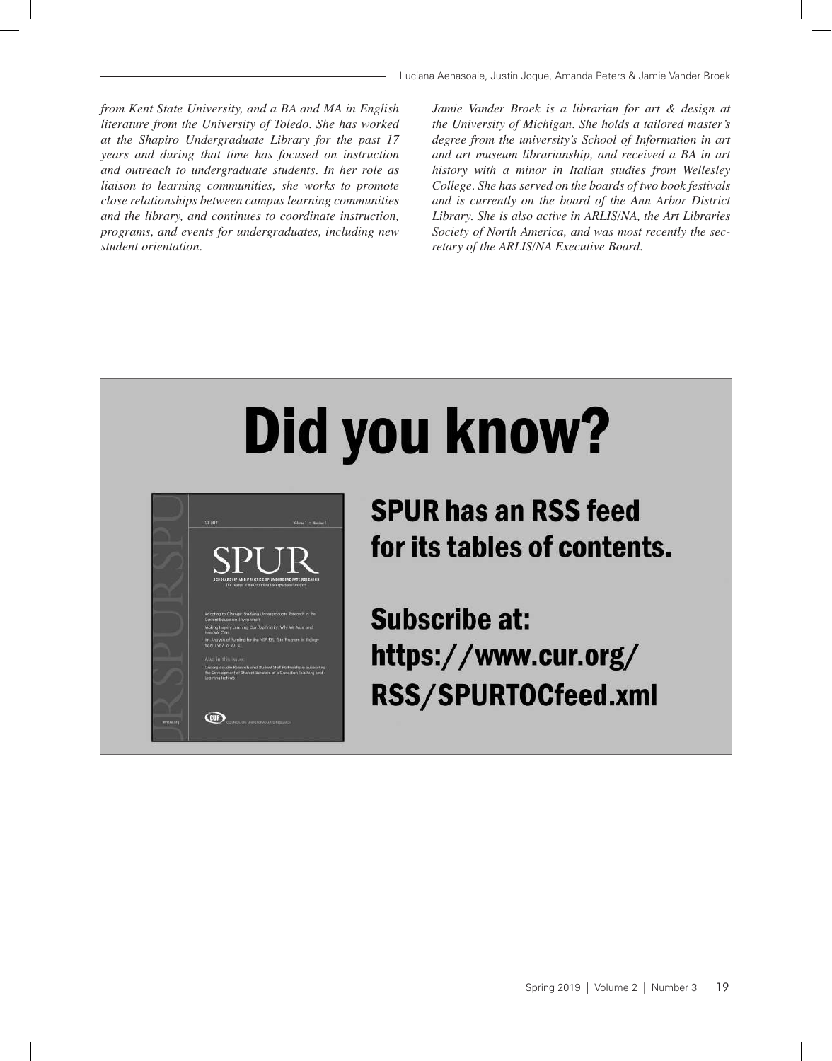*from Kent State University, and a BA and MA in English literature from the University of Toledo. She has worked at the Shapiro Undergraduate Library for the past 17 years and during that time has focused on instruction and outreach to undergraduate students. In her role as liaison to learning communities, she works to promote close relationships between campus learning communities and the library, and continues to coordinate instruction, programs, and events for undergraduates, including new student orientation.*

*Jamie Vander Broek is a librarian for art & design at the University of Michigan. She holds a tailored master's degree from the university's School of Information in art and art museum librarianship, and received a BA in art history with a minor in Italian studies from Wellesley College. She has served on the boards of two book festivals and is currently on the board of the Ann Arbor District Library. She is also active in ARLIS/NA, the Art Libraries Society of North America, and was most recently the secretary of the ARLIS/NA Executive Board.*

# Did you know?

**SPUR has an RSS feed for its tables of contents.**

**Subscribe at: https://www.cur.org/RSS/SPURTOCfeed.xml**